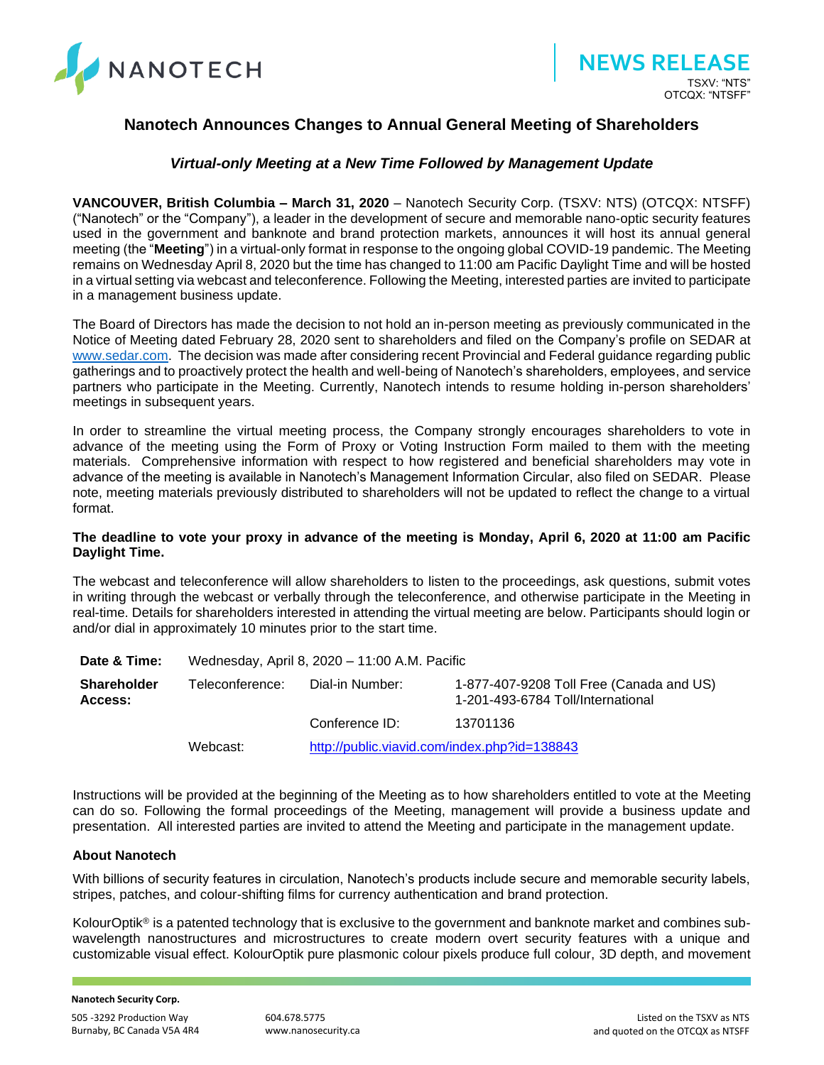NANOTECH

**NEWS RELEASE**
TSXV: "NTS"
OTCQX: "NTSFF"

# Nanotech Announces Changes to Annual General Meeting of Shareholders

## *Virtual-only Meeting at a New Time Followed by Management Update*

**VANCOUVER, British Columbia – March 31, 2020** – Nanotech Security Corp. (TSXV: NTS) (OTCQX: NTSFF) ("Nanotech" or the "Company"), a leader in the development of secure and memorable nano-optic security features used in the government and banknote and brand protection markets, announces it will host its annual general meeting (the "**Meeting**") in a virtual-only format in response to the ongoing global COVID-19 pandemic. The Meeting remains on Wednesday April 8, 2020 but the time has changed to 11:00 am Pacific Daylight Time and will be hosted in a virtual setting via webcast and teleconference. Following the Meeting, interested parties are invited to participate in a management business update.

The Board of Directors has made the decision to not hold an in-person meeting as previously communicated in the Notice of Meeting dated February 28, 2020 sent to shareholders and filed on the Company's profile on SEDAR at www.sedar.com. The decision was made after considering recent Provincial and Federal guidance regarding public gatherings and to proactively protect the health and well-being of Nanotech's shareholders, employees, and service partners who participate in the Meeting. Currently, Nanotech intends to resume holding in-person shareholders' meetings in subsequent years.

In order to streamline the virtual meeting process, the Company strongly encourages shareholders to vote in advance of the meeting using the Form of Proxy or Voting Instruction Form mailed to them with the meeting materials. Comprehensive information with respect to how registered and beneficial shareholders may vote in advance of the meeting is available in Nanotech's Management Information Circular, also filed on SEDAR. Please note, meeting materials previously distributed to shareholders will not be updated to reflect the change to a virtual format.

**The deadline to vote your proxy in advance of the meeting is Monday, April 6, 2020 at 11:00 am Pacific Daylight Time.**

The webcast and teleconference will allow shareholders to listen to the proceedings, ask questions, submit votes in writing through the webcast or verbally through the teleconference, and otherwise participate in the Meeting in real-time. Details for shareholders interested in attending the virtual meeting are below. Participants should login or and/or dial in approximately 10 minutes prior to the start time.

| | | | |
|---|---|---|---|
| **Date & Time:** | Wednesday, April 8, 2020 – 11:00 A.M. Pacific | | |
| **Shareholder Access:** | Teleconference: | Dial-in Number: | 1-877-407-9208 Toll Free (Canada and US)<br>1-201-493-6784 Toll/International |
| | | Conference ID: | 13701136 |
| | Webcast: | http://public.viavid.com/index.php?id=138843 | |

Instructions will be provided at the beginning of the Meeting as to how shareholders entitled to vote at the Meeting can do so. Following the formal proceedings of the Meeting, management will provide a business update and presentation. All interested parties are invited to attend the Meeting and participate in the management update.

### About Nanotech

With billions of security features in circulation, Nanotech's products include secure and memorable security labels, stripes, patches, and colour-shifting films for currency authentication and brand protection.

KolourOptik® is a patented technology that is exclusive to the government and banknote market and combines sub-wavelength nanostructures and microstructures to create modern overt security features with a unique and customizable visual effect. KolourOptik pure plasmonic colour pixels produce full colour, 3D depth, and movement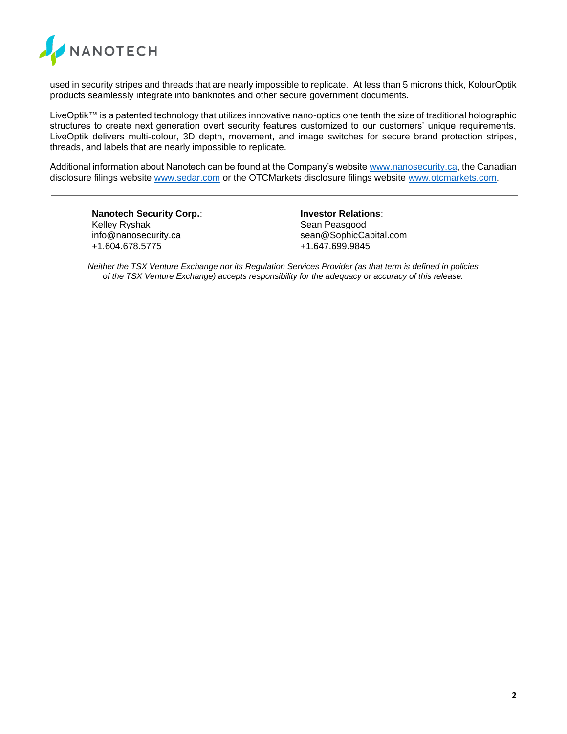used in security stripes and threads that are nearly impossible to replicate. At less than 5 microns thick, KolourOptik products seamlessly integrate into banknotes and other secure government documents.

LiveOptik™ is a patented technology that utilizes innovative nano-optics one tenth the size of traditional holographic structures to create next generation overt security features customized to our customers' unique requirements. LiveOptik delivers multi-colour, 3D depth, movement, and image switches for secure brand protection stripes, threads, and labels that are nearly impossible to replicate.

Additional information about Nanotech can be found at the Company's website [www.nanosecurity.ca](http://www.nanosecurity.ca), the Canadian disclosure filings website [www.sedar.com](http://www.sedar.com) or the OTCMarkets disclosure filings website [www.otcmarkets.com](http://www.otcmarkets.com).

---

**Nanotech Security Corp.**:
Kelley Ryshak
info@nanosecurity.ca
+1.604.678.5775

**Investor Relations**:
Sean Peasgood
sean@SophicCapital.com
+1.647.699.9845

*Neither the TSX Venture Exchange nor its Regulation Services Provider (as that term is defined in policies of the TSX Venture Exchange) accepts responsibility for the adequacy or accuracy of this release.*